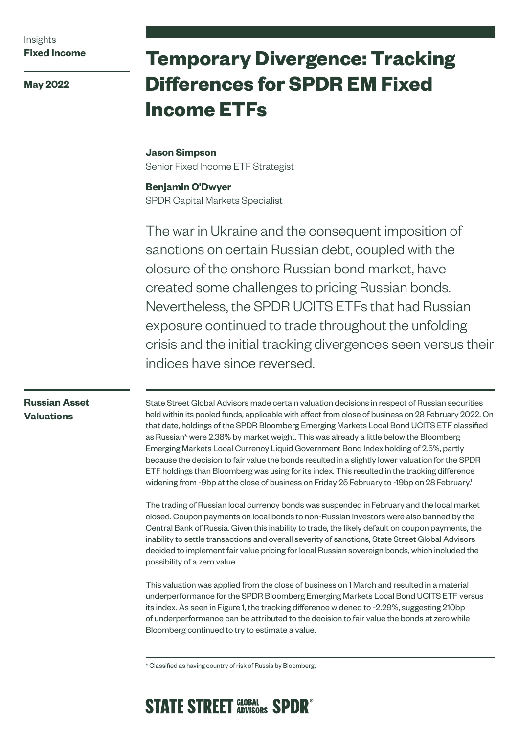Insights
**Fixed Income**

**May 2022**

# Temporary Divergence: Tracking Differences for SPDR EM Fixed Income ETFs

**Jason Simpson**
Senior Fixed Income ETF Strategist

**Benjamin O'Dwyer**
SPDR Capital Markets Specialist

The war in Ukraine and the consequent imposition of sanctions on certain Russian debt, coupled with the closure of the onshore Russian bond market, have created some challenges to pricing Russian bonds. Nevertheless, the SPDR UCITS ETFs that had Russian exposure continued to trade throughout the unfolding crisis and the initial tracking divergences seen versus their indices have since reversed.

## Russian Asset Valuations

State Street Global Advisors made certain valuation decisions in respect of Russian securities held within its pooled funds, applicable with effect from close of business on 28 February 2022. On that date, holdings of the SPDR Bloomberg Emerging Markets Local Bond UCITS ETF classified as Russian* were 2.38% by market weight. This was already a little below the Bloomberg Emerging Markets Local Currency Liquid Government Bond Index holding of 2.5%, partly because the decision to fair value the bonds resulted in a slightly lower valuation for the SPDR ETF holdings than Bloomberg was using for its index. This resulted in the tracking difference widening from -9bp at the close of business on Friday 25 February to -19bp on 28 February.[1]

The trading of Russian local currency bonds was suspended in February and the local market closed. Coupon payments on local bonds to non-Russian investors were also banned by the Central Bank of Russia. Given this inability to trade, the likely default on coupon payments, the inability to settle transactions and overall severity of sanctions, State Street Global Advisors decided to implement fair value pricing for local Russian sovereign bonds, which included the possibility of a zero value.

This valuation was applied from the close of business on 1 March and resulted in a material underperformance for the SPDR Bloomberg Emerging Markets Local Bond UCITS ETF versus its index. As seen in Figure 1, the tracking difference widened to -2.29%, suggesting 210bp of underperformance can be attributed to the decision to fair value the bonds at zero while Bloomberg continued to try to estimate a value.

* Classified as having country of risk of Russia by Bloomberg.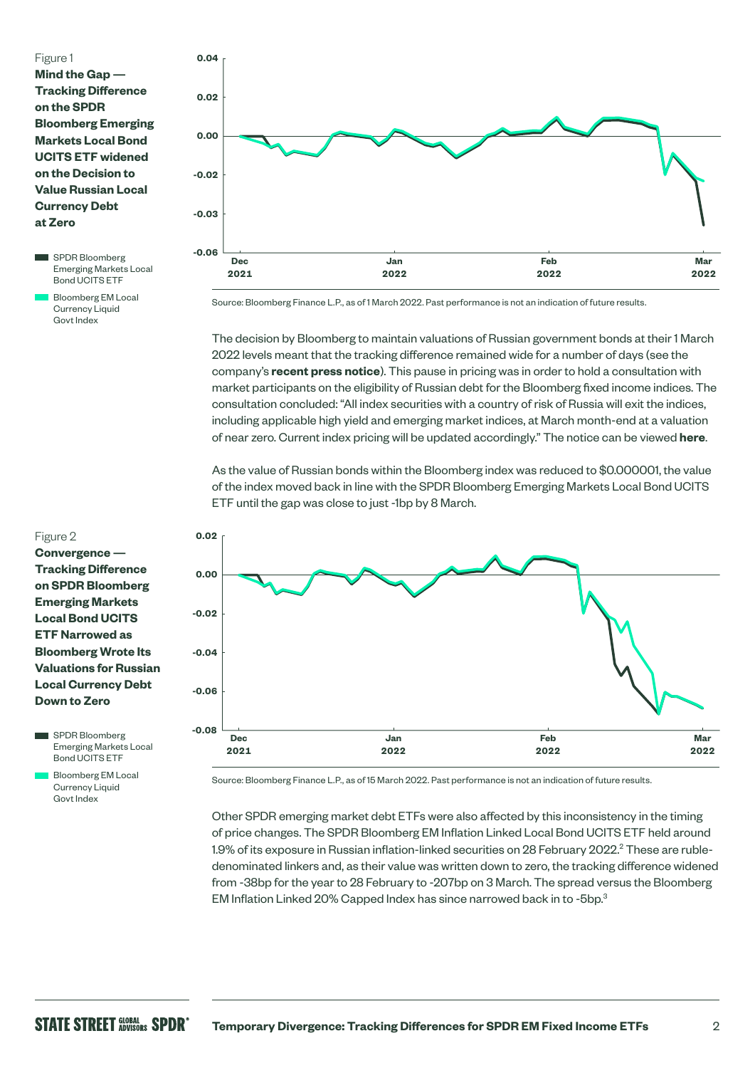Figure 1

**Mind the Gap — Tracking Difference on the SPDR Bloomberg Emerging Markets Local Bond UCITS ETF widened on the Decision to Value Russian Local Currency Debt at Zero**

- SPDR Bloomberg Emerging Markets Local Bond UCITS ETF
- Bloomberg EM Local Currency Liquid Govt Index

Source: Bloomberg Finance L.P., as of 1 March 2022. Past performance is not an indication of future results.

The decision by Bloomberg to maintain valuations of Russian government bonds at their 1 March 2022 levels meant that the tracking difference remained wide for a number of days (see the company's **recent press notice**). This pause in pricing was in order to hold a consultation with market participants on the eligibility of Russian debt for the Bloomberg fixed income indices. The consultation concluded: "All index securities with a country of risk of Russia will exit the indices, including applicable high yield and emerging market indices, at March month-end at a valuation of near zero. Current index pricing will be updated accordingly." The notice can be viewed **here**.

As the value of Russian bonds within the Bloomberg index was reduced to $0.000001, the value of the index moved back in line with the SPDR Bloomberg Emerging Markets Local Bond UCITS ETF until the gap was close to just -1bp by 8 March.

Figure 2

**Convergence — Tracking Difference on SPDR Bloomberg Emerging Markets Local Bond UCITS ETF Narrowed as Bloomberg Wrote Its Valuations for Russian Local Currency Debt Down to Zero**

- SPDR Bloomberg Emerging Markets Local Bond UCITS ETF
- Bloomberg EM Local Currency Liquid Govt Index

Source: Bloomberg Finance L.P., as of 15 March 2022. Past performance is not an indication of future results.

Other SPDR emerging market debt ETFs were also affected by this inconsistency in the timing of price changes. The SPDR Bloomberg EM Inflation Linked Local Bond UCITS ETF held around 1.9% of its exposure in Russian inflation-linked securities on 28 February 2022.[2] These are ruble-denominated linkers and, as their value was written down to zero, the tracking difference widened from -38bp for the year to 28 February to -207bp on 3 March. The spread versus the Bloomberg EM Inflation Linked 20% Capped Index has since narrowed back in to -5bp.[3]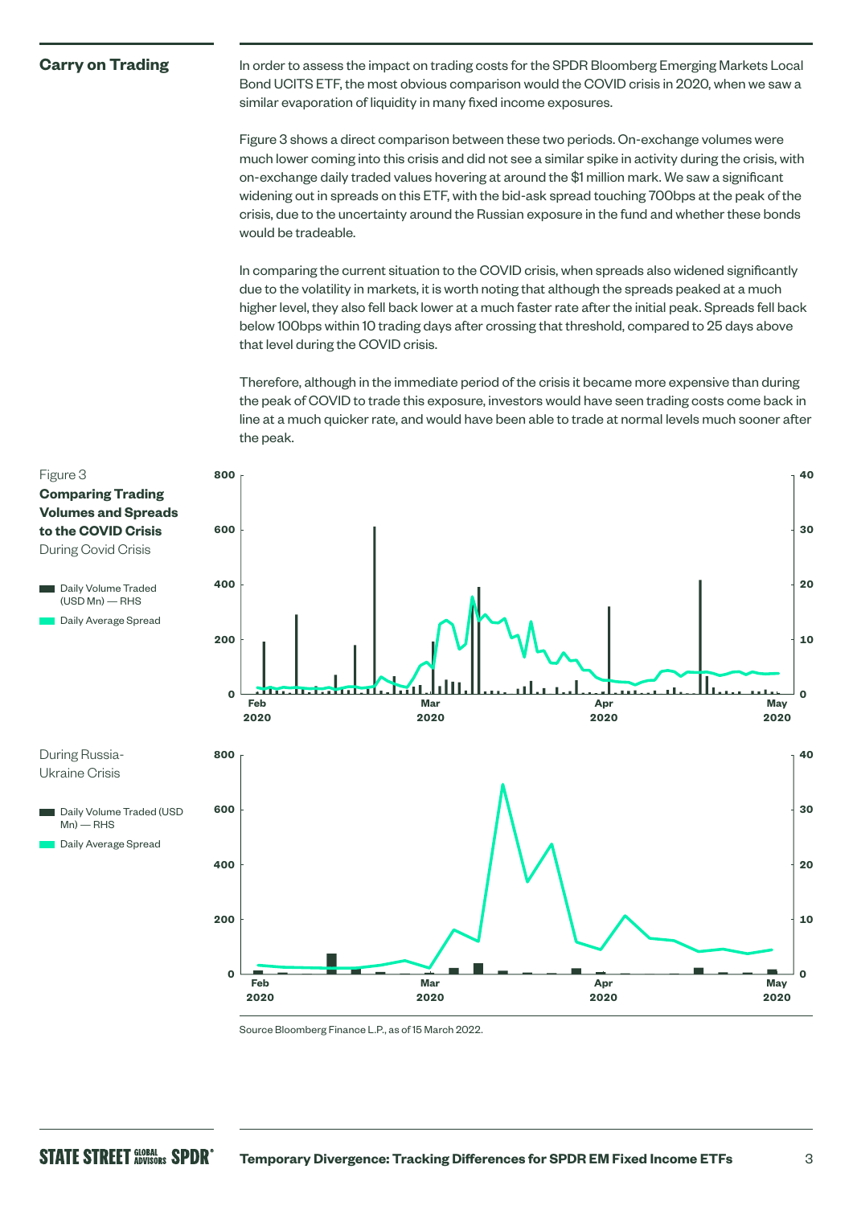## Carry on Trading

In order to assess the impact on trading costs for the SPDR Bloomberg Emerging Markets Local Bond UCITS ETF, the most obvious comparison would the COVID crisis in 2020, when we saw a similar evaporation of liquidity in many fixed income exposures.

Figure 3 shows a direct comparison between these two periods. On-exchange volumes were much lower coming into this crisis and did not see a similar spike in activity during the crisis, with on-exchange daily traded values hovering at around the $1 million mark. We saw a significant widening out in spreads on this ETF, with the bid-ask spread touching 700bps at the peak of the crisis, due to the uncertainty around the Russian exposure in the fund and whether these bonds would be tradeable.

In comparing the current situation to the COVID crisis, when spreads also widened significantly due to the volatility in markets, it is worth noting that although the spreads peaked at a much higher level, they also fell back lower at a much faster rate after the initial peak. Spreads fell back below 100bps within 10 trading days after crossing that threshold, compared to 25 days above that level during the COVID crisis.

Therefore, although in the immediate period of the crisis it became more expensive than during the peak of COVID to trade this exposure, investors would have seen trading costs come back in line at a much quicker rate, and would have been able to trade at normal levels much sooner after the peak.

Figure 3
**Comparing Trading Volumes and Spreads to the COVID Crisis**

During Covid Crisis

- Daily Volume Traded (USD Mn) — RHS
- Daily Average Spread

During Russia-Ukraine Crisis

- Daily Volume Traded (USD Mn) — RHS
- Daily Average Spread

Source Bloomberg Finance L.P., as of 15 March 2022.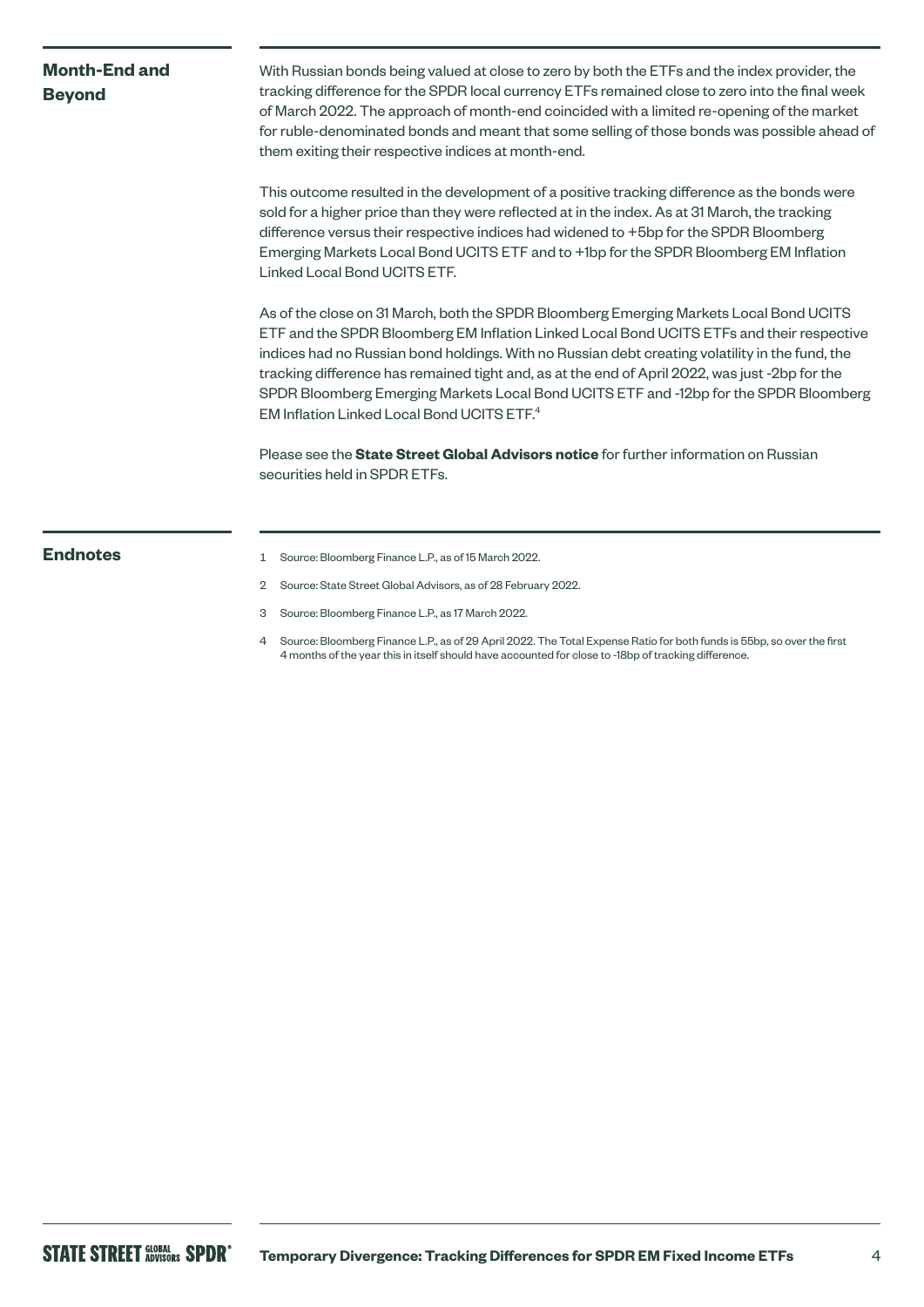## Month-End and Beyond

With Russian bonds being valued at close to zero by both the ETFs and the index provider, the tracking difference for the SPDR local currency ETFs remained close to zero into the final week of March 2022. The approach of month-end coincided with a limited re-opening of the market for ruble-denominated bonds and meant that some selling of those bonds was possible ahead of them exiting their respective indices at month-end.

This outcome resulted in the development of a positive tracking difference as the bonds were sold for a higher price than they were reflected at in the index. As at 31 March, the tracking difference versus their respective indices had widened to +5bp for the SPDR Bloomberg Emerging Markets Local Bond UCITS ETF and to +1bp for the SPDR Bloomberg EM Inflation Linked Local Bond UCITS ETF.

As of the close on 31 March, both the SPDR Bloomberg Emerging Markets Local Bond UCITS ETF and the SPDR Bloomberg EM Inflation Linked Local Bond UCITS ETFs and their respective indices had no Russian bond holdings. With no Russian debt creating volatility in the fund, the tracking difference has remained tight and, as at the end of April 2022, was just -2bp for the SPDR Bloomberg Emerging Markets Local Bond UCITS ETF and -12bp for the SPDR Bloomberg EM Inflation Linked Local Bond UCITS ETF.[4]

Please see the **State Street Global Advisors notice** for further information on Russian securities held in SPDR ETFs.

## Endnotes

1. Source: Bloomberg Finance L.P., as of 15 March 2022.
2. Source: State Street Global Advisors, as of 28 February 2022.
3. Source: Bloomberg Finance L.P., as 17 March 2022.
4. Source: Bloomberg Finance L.P., as of 29 April 2022. The Total Expense Ratio for both funds is 55bp, so over the first 4 months of the year this in itself should have accounted for close to -18bp of tracking difference.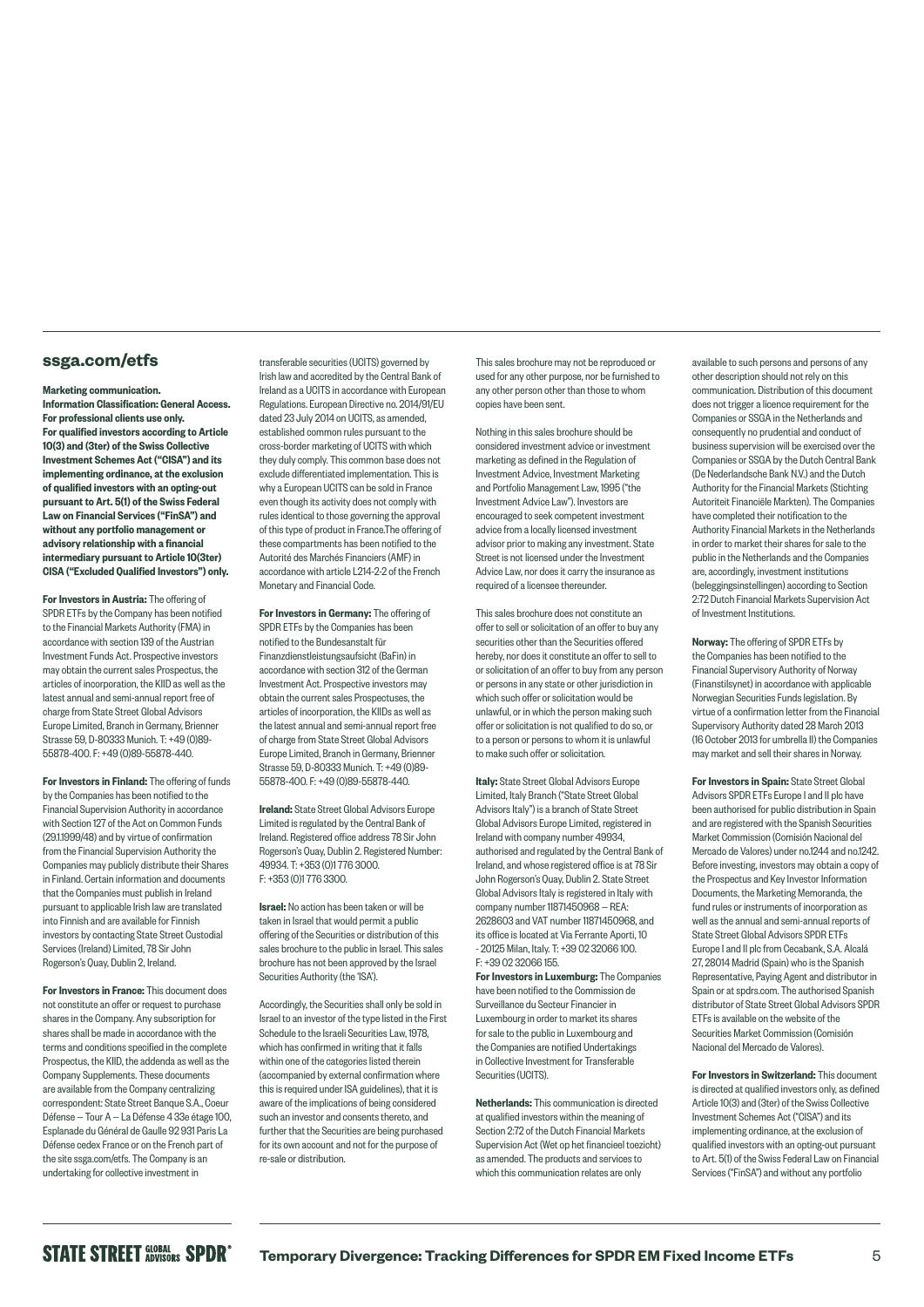## ssga.com/etfs

**Marketing communication.**
**Information Classification: General Access.**
**For professional clients use only.**
**For qualified investors according to Article 10(3) and (3ter) of the Swiss Collective Investment Schemes Act ("CISA") and its implementing ordinance, at the exclusion of qualified investors with an opting-out pursuant to Art. 5(1) of the Swiss Federal Law on Financial Services ("FinSA") and without any portfolio management or advisory relationship with a financial intermediary pursuant to Article 10(3ter) CISA ("Excluded Qualified Investors") only.**

**For Investors in Austria:** The offering of SPDR ETFs by the Company has been notified to the Financial Markets Authority (FMA) in accordance with section 139 of the Austrian Investment Funds Act. Prospective investors may obtain the current sales Prospectus, the articles of incorporation, the KIID as well as the latest annual and semi-annual report free of charge from State Street Global Advisors Europe Limited, Branch in Germany, Brienner Strasse 59, D-80333 Munich. T: +49 (0)89-55878-400. F: +49 (0)89-55878-440.

**For Investors in Finland:** The offering of funds by the Companies has been notified to the Financial Supervision Authority in accordance with Section 127 of the Act on Common Funds (29.1.1999/48) and by virtue of confirmation from the Financial Supervision Authority the Companies may publicly distribute their Shares in Finland. Certain information and documents that the Companies must publish in Ireland pursuant to applicable Irish law are translated into Finnish and are available for Finnish investors by contacting State Street Custodial Services (Ireland) Limited, 78 Sir John Rogerson's Quay, Dublin 2, Ireland.

**For Investors in France:** This document does not constitute an offer or request to purchase shares in the Company. Any subscription for shares shall be made in accordance with the terms and conditions specified in the complete Prospectus, the KIID, the addenda as well as the Company Supplements. These documents are available from the Company centralizing correspondent: State Street Banque S.A., Coeur Défense — Tour A — La Défense 4 33e étage 100, Esplanade du Général de Gaulle 92 931 Paris La Défense cedex France or on the French part of the site ssga.com/etfs. The Company is an undertaking for collective investment in transferable securities (UCITS) governed by Irish law and accredited by the Central Bank of Ireland as a UCITS in accordance with European Regulations. European Directive no. 2014/91/EU dated 23 July 2014 on UCITS, as amended, established common rules pursuant to the cross-border marketing of UCITS with which they duly comply. This common base does not exclude differentiated implementation. This is why a European UCITS can be sold in France even though its activity does not comply with rules identical to those governing the approval of this type of product in France.The offering of these compartments has been notified to the Autorité des Marchés Financiers (AMF) in accordance with article L214-2-2 of the French Monetary and Financial Code.

**For Investors in Germany:** The offering of SPDR ETFs by the Companies has been notified to the Bundesanstalt für Finanzdienstleistungsaufsicht (BaFin) in accordance with section 312 of the German Investment Act. Prospective investors may obtain the current sales Prospectuses, the articles of incorporation, the KIIDs as well as the latest annual and semi-annual report free of charge from State Street Global Advisors Europe Limited, Branch in Germany, Brienner Strasse 59, D-80333 Munich. T: +49 (0)89-55878-400. F: +49 (0)89-55878-440.

**Ireland:** State Street Global Advisors Europe Limited is regulated by the Central Bank of Ireland. Registered office address 78 Sir John Rogerson's Quay, Dublin 2. Registered Number: 49934. T: +353 (0)1 776 3000. F: +353 (0)1 776 3300.

**Israel:** No action has been taken or will be taken in Israel that would permit a public offering of the Securities or distribution of this sales brochure to the public in Israel. This sales brochure has not been approved by the Israel Securities Authority (the 'ISA').

Accordingly, the Securities shall only be sold in Israel to an investor of the type listed in the First Schedule to the Israeli Securities Law, 1978, which has confirmed in writing that it falls within one of the categories listed therein (accompanied by external confirmation where this is required under ISA guidelines), that it is aware of the implications of being considered such an investor and consents thereto, and further that the Securities are being purchased for its own account and not for the purpose of re-sale or distribution.

This sales brochure may not be reproduced or used for any other purpose, nor be furnished to any other person other than those to whom copies have been sent.

Nothing in this sales brochure should be considered investment advice or investment marketing as defined in the Regulation of Investment Advice, Investment Marketing and Portfolio Management Law, 1995 ("the Investment Advice Law"). Investors are encouraged to seek competent investment advice from a locally licensed investment advisor prior to making any investment. State Street is not licensed under the Investment Advice Law, nor does it carry the insurance as required of a licensee thereunder.

This sales brochure does not constitute an offer to sell or solicitation of an offer to buy any securities other than the Securities offered hereby, nor does it constitute an offer to sell to or solicitation of an offer to buy from any person or persons in any state or other jurisdiction in which such offer or solicitation would be unlawful, or in which the person making such offer or solicitation is not qualified to do so, or to a person or persons to whom it is unlawful to make such offer or solicitation.

**Italy:** State Street Global Advisors Europe Limited, Italy Branch ("State Street Global Advisors Italy") is a branch of State Street Global Advisors Europe Limited, registered in Ireland with company number 49934, authorised and regulated by the Central Bank of Ireland, and whose registered office is at 78 Sir John Rogerson's Quay, Dublin 2. State Street Global Advisors Italy is registered in Italy with company number 11871450968 — REA: 2628603 and VAT number 11871450968, and its office is located at Via Ferrante Aporti, 10 - 20125 Milan, Italy. T: +39 02 32066 100. F: +39 02 32066 155.

**For Investors in Luxemburg:** The Companies have been notified to the Commission de Surveillance du Secteur Financier in Luxembourg in order to market its shares for sale to the public in Luxembourg and the Companies are notified Undertakings in Collective Investment for Transferable Securities (UCITS).

**Netherlands:** This communication is directed at qualified investors within the meaning of Section 2:72 of the Dutch Financial Markets Supervision Act (Wet op het financieel toezicht) as amended. The products and services to which this communication relates are only available to such persons and persons of any other description should not rely on this communication. Distribution of this document does not trigger a licence requirement for the Companies or SSGA in the Netherlands and consequently no prudential and conduct of business supervision will be exercised over the Companies or SSGA by the Dutch Central Bank (De Nederlandsche Bank N.V.) and the Dutch Authority for the Financial Markets (Stichting Autoriteit Financiële Markten). The Companies have completed their notification to the Authority Financial Markets in the Netherlands in order to market their shares for sale to the public in the Netherlands and the Companies are, accordingly, investment institutions (beleggingsinstellingen) according to Section 2:72 Dutch Financial Markets Supervision Act of Investment Institutions.

**Norway:** The offering of SPDR ETFs by the Companies has been notified to the Financial Supervisory Authority of Norway (Finanstilsynet) in accordance with applicable Norwegian Securities Funds legislation. By virtue of a confirmation letter from the Financial Supervisory Authority dated 28 March 2013 (16 October 2013 for umbrella II) the Companies may market and sell their shares in Norway.

**For Investors in Spain:** State Street Global Advisors SPDR ETFs Europe I and II plc have been authorised for public distribution in Spain and are registered with the Spanish Securities Market Commission (Comisión Nacional del Mercado de Valores) under no.1244 and no.1242. Before investing, investors may obtain a copy of the Prospectus and Key Investor Information Documents, the Marketing Memoranda, the fund rules or instruments of incorporation as well as the annual and semi-annual reports of State Street Global Advisors SPDR ETFs Europe I and II plc from Cecabank, S.A. Alcalá 27, 28014 Madrid (Spain) who is the Spanish Representative, Paying Agent and distributor in Spain or at spdrs.com. The authorised Spanish distributor of State Street Global Advisors SPDR ETFs is available on the website of the Securities Market Commission (Comisión Nacional del Mercado de Valores).

**For Investors in Switzerland:** This document is directed at qualified investors only, as defined Article 10(3) and (3ter) of the Swiss Collective Investment Schemes Act ("CISA") and its implementing ordinance, at the exclusion of qualified investors with an opting-out pursuant to Art. 5(1) of the Swiss Federal Law on Financial Services ("FinSA") and without any portfolio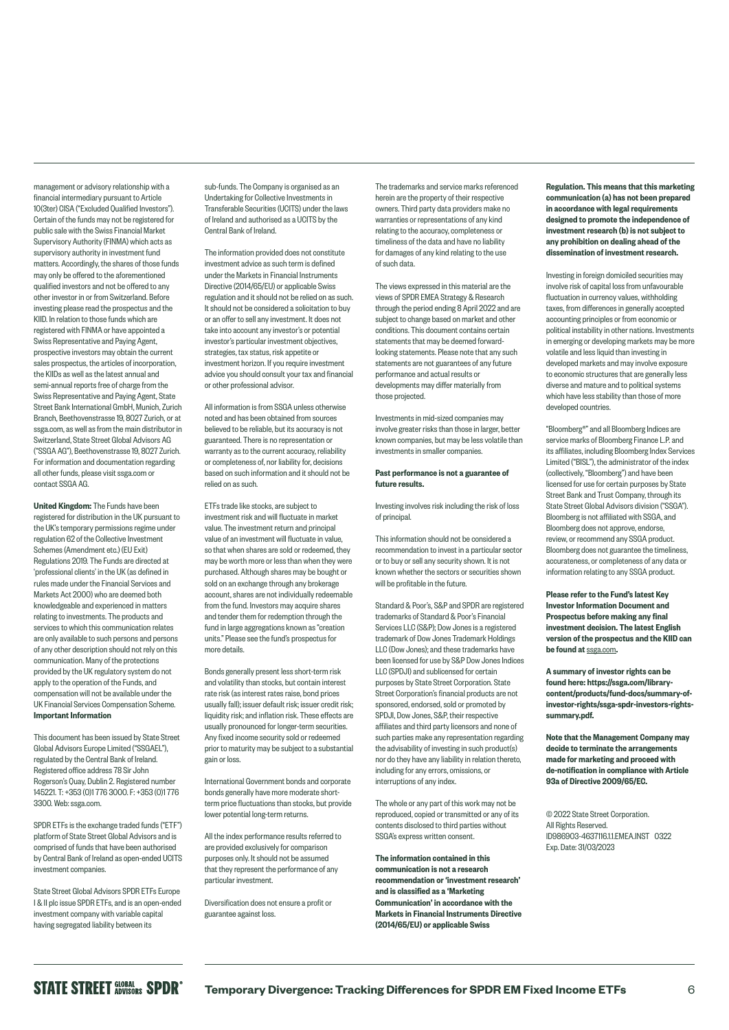management or advisory relationship with a financial intermediary pursuant to Article 10(3ter) CISA ("Excluded Qualified Investors"). Certain of the funds may not be registered for public sale with the Swiss Financial Market Supervisory Authority (FINMA) which acts as supervisory authority in investment fund matters. Accordingly, the shares of those funds may only be offered to the aforementioned qualified investors and not be offered to any other investor in or from Switzerland. Before investing please read the prospectus and the KIID. In relation to those funds which are registered with FINMA or have appointed a Swiss Representative and Paying Agent, prospective investors may obtain the current sales prospectus, the articles of incorporation, the KIIDs as well as the latest annual and semi-annual reports free of charge from the Swiss Representative and Paying Agent, State Street Bank International GmbH, Munich, Zurich Branch, Beethovenstrasse 19, 8027 Zurich, or at ssga.com, as well as from the main distributor in Switzerland, State Street Global Advisors AG ("SSGA AG"), Beethovenstrasse 19, 8027 Zurich. For information and documentation regarding all other funds, please visit ssga.com or contact SSGA AG.

**United Kingdom:** The Funds have been registered for distribution in the UK pursuant to the UK's temporary permissions regime under regulation 62 of the Collective Investment Schemes (Amendment etc.) (EU Exit) Regulations 2019. The Funds are directed at 'professional clients' in the UK (as defined in rules made under the Financial Services and Markets Act 2000) who are deemed both knowledgeable and experienced in matters relating to investments. The products and services to which this communication relates are only available to such persons and persons of any other description should not rely on this communication. Many of the protections provided by the UK regulatory system do not apply to the operation of the Funds, and compensation will not be available under the UK Financial Services Compensation Scheme.

**Important Information**

This document has been issued by State Street Global Advisors Europe Limited ("SSGAEL"), regulated by the Central Bank of Ireland. Registered office address 78 Sir John Rogerson's Quay, Dublin 2. Registered number 145221. T: +353 (0)1 776 3000. F: +353 (0)1 776 3300. Web: ssga.com.

SPDR ETFs is the exchange traded funds ("ETF") platform of State Street Global Advisors and is comprised of funds that have been authorised by Central Bank of Ireland as open-ended UCITS investment companies.

State Street Global Advisors SPDR ETFs Europe I & II plc issue SPDR ETFs, and is an open-ended investment company with variable capital having segregated liability between its sub-funds. The Company is organised as an Undertaking for Collective Investments in Transferable Securities (UCITS) under the laws of Ireland and authorised as a UCITS by the Central Bank of Ireland.

The information provided does not constitute investment advice as such term is defined under the Markets in Financial Instruments Directive (2014/65/EU) or applicable Swiss regulation and it should not be relied on as such. It should not be considered a solicitation to buy or an offer to sell any investment. It does not take into account any investor's or potential investor's particular investment objectives, strategies, tax status, risk appetite or investment horizon. If you require investment advice you should consult your tax and financial or other professional advisor.

All information is from SSGA unless otherwise noted and has been obtained from sources believed to be reliable, but its accuracy is not guaranteed. There is no representation or warranty as to the current accuracy, reliability or completeness of, nor liability for, decisions based on such information and it should not be relied on as such.

ETFs trade like stocks, are subject to investment risk and will fluctuate in market value. The investment return and principal value of an investment will fluctuate in value, so that when shares are sold or redeemed, they may be worth more or less than when they were purchased. Although shares may be bought or sold on an exchange through any brokerage account, shares are not individually redeemable from the fund. Investors may acquire shares and tender them for redemption through the fund in large aggregations known as "creation units." Please see the fund's prospectus for more details.

Bonds generally present less short-term risk and volatility than stocks, but contain interest rate risk (as interest rates raise, bond prices usually fall); issuer default risk; issuer credit risk; liquidity risk; and inflation risk. These effects are usually pronounced for longer-term securities. Any fixed income security sold or redeemed prior to maturity may be subject to a substantial gain or loss.

International Government bonds and corporate bonds generally have more moderate short-term price fluctuations than stocks, but provide lower potential long-term returns.

All the index performance results referred to are provided exclusively for comparison purposes only. It should not be assumed that they represent the performance of any particular investment.

Diversification does not ensure a profit or guarantee against loss.

The trademarks and service marks referenced herein are the property of their respective owners. Third party data providers make no warranties or representations of any kind relating to the accuracy, completeness or timeliness of the data and have no liability for damages of any kind relating to the use of such data.

The views expressed in this material are the views of SPDR EMEA Strategy & Research through the period ending 8 April 2022 and are subject to change based on market and other conditions. This document contains certain statements that may be deemed forward-looking statements. Please note that any such statements are not guarantees of any future performance and actual results or developments may differ materially from those projected.

Investments in mid-sized companies may involve greater risks than those in larger, better known companies, but may be less volatile than investments in smaller companies.

**Past performance is not a guarantee of future results.**

Investing involves risk including the risk of loss of principal.

This information should not be considered a recommendation to invest in a particular sector or to buy or sell any security shown. It is not known whether the sectors or securities shown will be profitable in the future.

Standard & Poor's, S&P and SPDR are registered trademarks of Standard & Poor's Financial Services LLC (S&P); Dow Jones is a registered trademark of Dow Jones Trademark Holdings LLC (Dow Jones); and these trademarks have been licensed for use by S&P Dow Jones Indices LLC (SPDJI) and sublicensed for certain purposes by State Street Corporation. State Street Corporation's financial products are not sponsored, endorsed, sold or promoted by SPDJI, Dow Jones, S&P, their respective affiliates and third party licensors and none of such parties make any representation regarding the advisability of investing in such product(s) nor do they have any liability in relation thereto, including for any errors, omissions, or interruptions of any index.

The whole or any part of this work may not be reproduced, copied or transmitted or any of its contents disclosed to third parties without SSGA's express written consent.

**The information contained in this communication is not a research recommendation or 'investment research' and is classified as a 'Marketing Communication' in accordance with the Markets in Financial Instruments Directive (2014/65/EU) or applicable Swiss Regulation. This means that this marketing communication (a) has not been prepared in accordance with legal requirements designed to promote the independence of investment research (b) is not subject to any prohibition on dealing ahead of the dissemination of investment research.**

Investing in foreign domiciled securities may involve risk of capital loss from unfavourable fluctuation in currency values, withholding taxes, from differences in generally accepted accounting principles or from economic or political instability in other nations. Investments in emerging or developing markets may be more volatile and less liquid than investing in developed markets and may involve exposure to economic structures that are generally less diverse and mature and to political systems which have less stability than those of more developed countries.

"Bloomberg®" and all Bloomberg Indices are service marks of Bloomberg Finance L.P. and its affiliates, including Bloomberg Index Services Limited ("BISL"), the administrator of the index (collectively, "Bloomberg") and have been licensed for use for certain purposes by State Street Bank and Trust Company, through its State Street Global Advisors division ("SSGA"). Bloomberg is not affiliated with SSGA, and Bloomberg does not approve, endorse, review, or recommend any SSGA product. Bloomberg does not guarantee the timeliness, accurateness, or completeness of any data or information relating to any SSGA product.

**Please refer to the Fund's latest Key Investor Information Document and Prospectus before making any final investment decision. The latest English version of the prospectus and the KIID can be found at ssga.com.**

**A summary of investor rights can be found here: https://ssga.com/library-content/products/fund-docs/summary-of-investor-rights/ssga-spdr-investors-rights-summary.pdf.**

**Note that the Management Company may decide to terminate the arrangements made for marketing and proceed with de-notification in compliance with Article 93a of Directive 2009/65/EC.**

© 2022 State Street Corporation.
All Rights Reserved.
ID986903-4637116.1.1.EMEA.INST 0322
Exp. Date: 31/03/2023